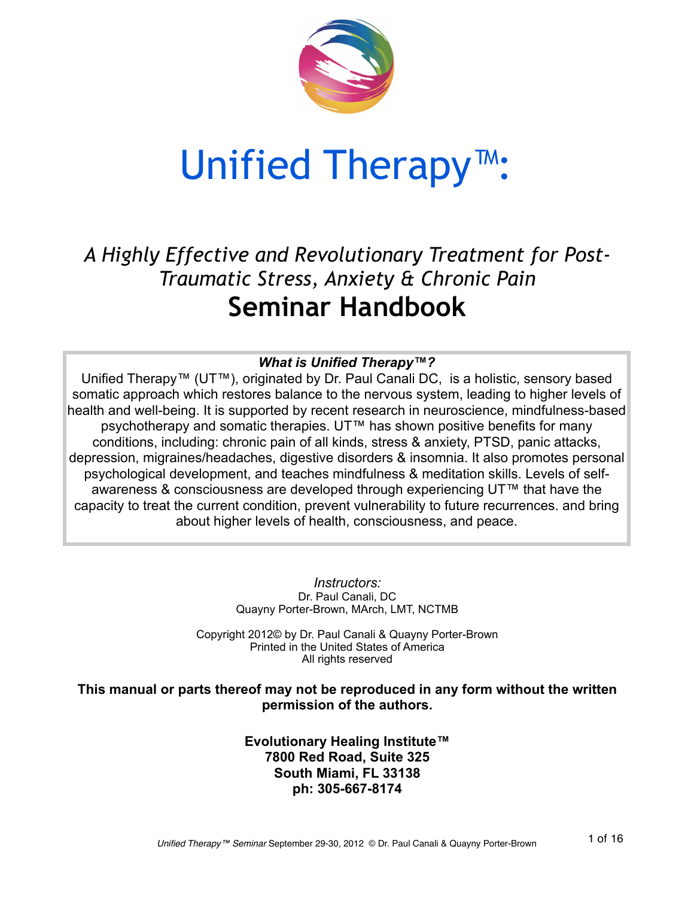# Unified Therapy™:

*A Highly Effective and Revolutionary Treatment for Post-Traumatic Stress, Anxiety & Chronic Pain*

## Seminar Handbook

***What is Unified Therapy™?***

Unified Therapy™ (UT™), originated by Dr. Paul Canali DC, is a holistic, sensory based somatic approach which restores balance to the nervous system, leading to higher levels of health and well-being. It is supported by recent research in neuroscience, mindfulness-based psychotherapy and somatic therapies. UT™ has shown positive benefits for many conditions, including: chronic pain of all kinds, stress & anxiety, PTSD, panic attacks, depression, migraines/headaches, digestive disorders & insomnia. It also promotes personal psychological development, and teaches mindfulness & meditation skills. Levels of self-awareness & consciousness are developed through experiencing UT™ that have the capacity to treat the current condition, prevent vulnerability to future recurrences. and bring about higher levels of health, consciousness, and peace.

*Instructors:*
Dr. Paul Canali, DC
Quayny Porter-Brown, MArch, LMT, NCTMB

Copyright 2012© by Dr. Paul Canali & Quayny Porter-Brown
Printed in the United States of America
All rights reserved

**This manual or parts thereof may not be reproduced in any form without the written permission of the authors.**

**Evolutionary Healing Institute™**
**7800 Red Road, Suite 325**
**South Miami, FL 33138**
**ph: 305-667-8174**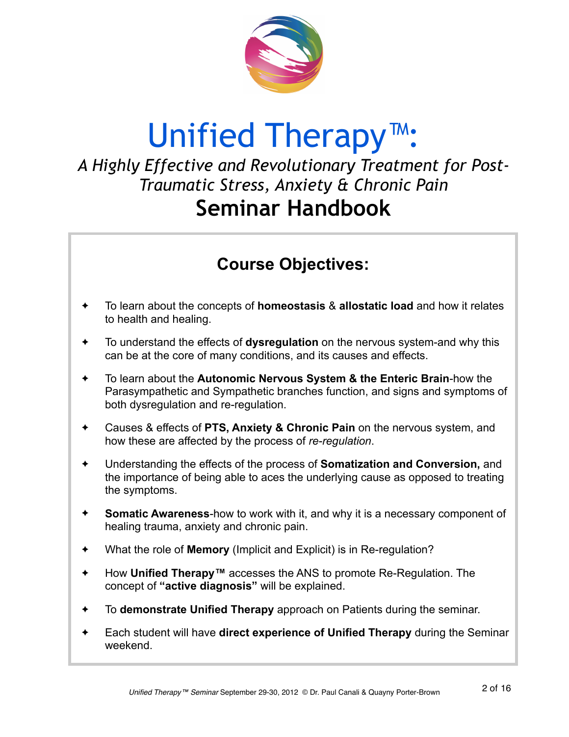# Unified Therapy™:

*A Highly Effective and Revolutionary Treatment for Post-Traumatic Stress, Anxiety & Chronic Pain*

## Seminar Handbook

### Course Objectives:

- To learn about the concepts of **homeostasis** & **allostatic load** and how it relates to health and healing.
- To understand the effects of **dysregulation** on the nervous system-and why this can be at the core of many conditions, and its causes and effects.
- To learn about the **Autonomic Nervous System & the Enteric Brain**-how the Parasympathetic and Sympathetic branches function, and signs and symptoms of both dysregulation and re-regulation.
- Causes & effects of **PTS, Anxiety & Chronic Pain** on the nervous system, and how these are affected by the process of *re-regulation*.
- Understanding the effects of the process of **Somatization and Conversion,** and the importance of being able to aces the underlying cause as opposed to treating the symptoms.
- **Somatic Awareness**-how to work with it, and why it is a necessary component of healing trauma, anxiety and chronic pain.
- What the role of **Memory** (Implicit and Explicit) is in Re-regulation?
- How **Unified Therapy™** accesses the ANS to promote Re-Regulation. The concept of **"active diagnosis"** will be explained.
- To **demonstrate Unified Therapy** approach on Patients during the seminar.
- Each student will have **direct experience of Unified Therapy** during the Seminar weekend.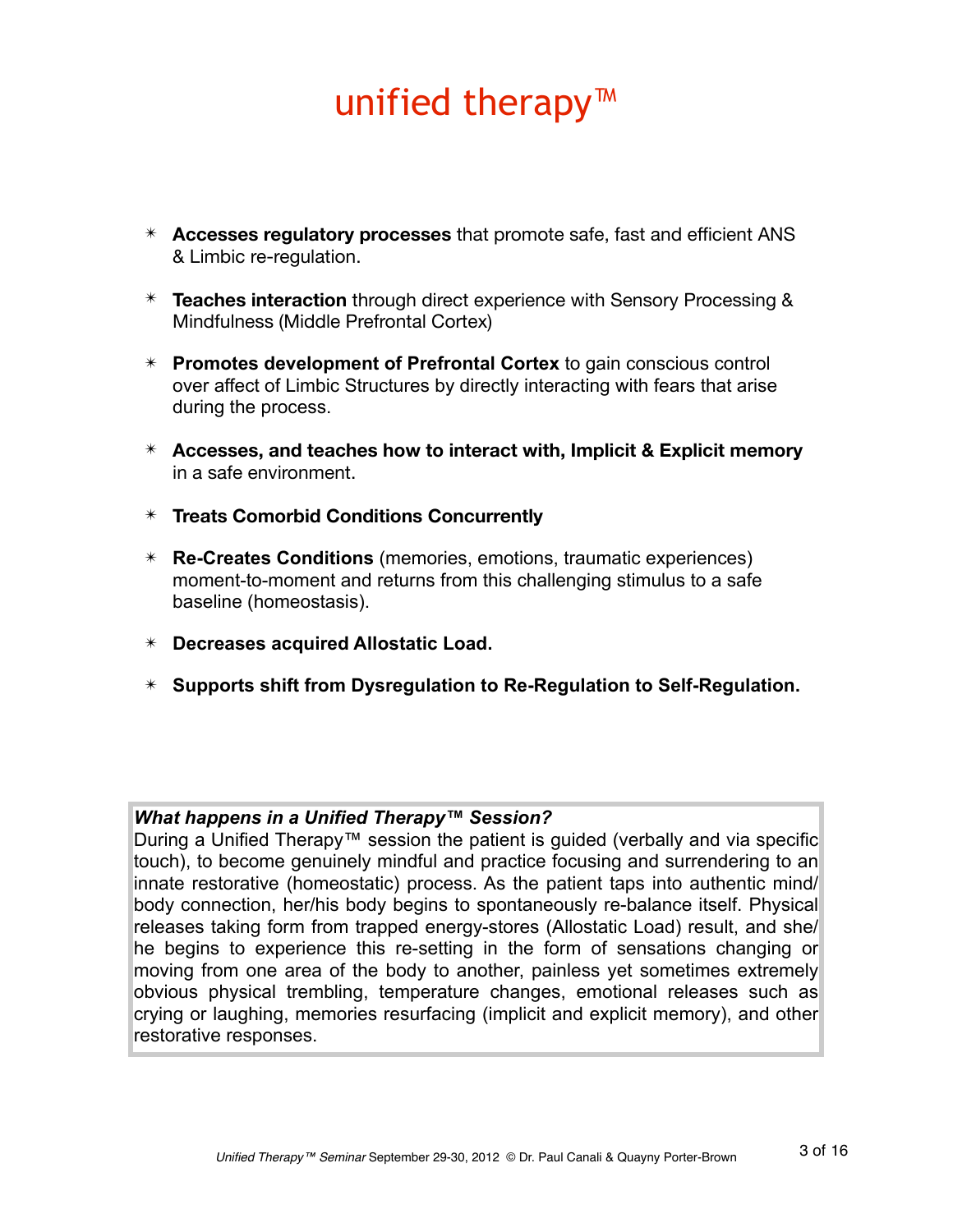# unified therapy™

- **Accesses regulatory processes** that promote safe, fast and efficient ANS & Limbic re-regulation.
- **Teaches interaction** through direct experience with Sensory Processing & Mindfulness (Middle Prefrontal Cortex)
- **Promotes development of Prefrontal Cortex** to gain conscious control over affect of Limbic Structures by directly interacting with fears that arise during the process.
- **Accesses, and teaches how to interact with, Implicit & Explicit memory** in a safe environment.
- **Treats Comorbid Conditions Concurrently**
- **Re-Creates Conditions** (memories, emotions, traumatic experiences) moment-to-moment and returns from this challenging stimulus to a safe baseline (homeostasis).
- **Decreases acquired Allostatic Load.**
- **Supports shift from Dysregulation to Re-Regulation to Self-Regulation.**

***What happens in a Unified Therapy™ Session?***

During a Unified Therapy™ session the patient is guided (verbally and via specific touch), to become genuinely mindful and practice focusing and surrendering to an innate restorative (homeostatic) process. As the patient taps into authentic mind/body connection, her/his body begins to spontaneously re-balance itself. Physical releases taking form from trapped energy-stores (Allostatic Load) result, and she/he begins to experience this re-setting in the form of sensations changing or moving from one area of the body to another, painless yet sometimes extremely obvious physical trembling, temperature changes, emotional releases such as crying or laughing, memories resurfacing (implicit and explicit memory), and other restorative responses.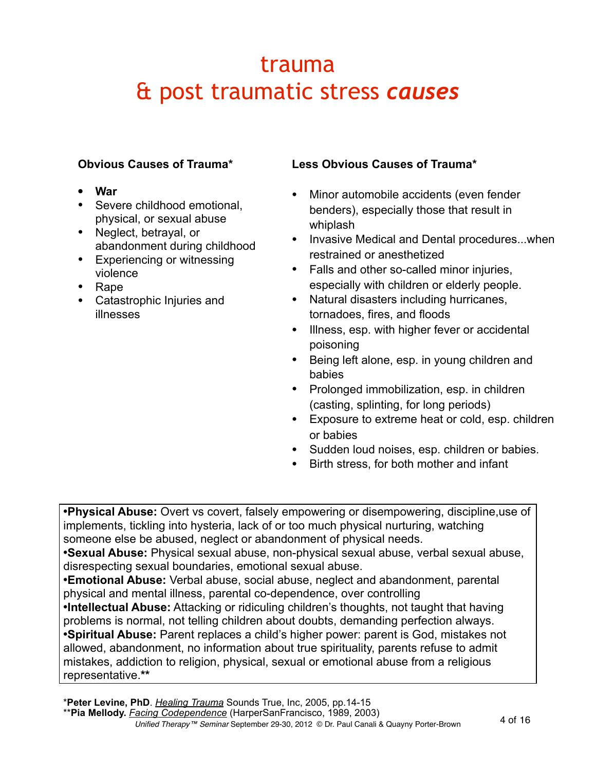# trauma
# & post traumatic stress ***causes***

**Obvious Causes of Trauma***

- **War**
- Severe childhood emotional, physical, or sexual abuse
- Neglect, betrayal, or abandonment during childhood
- Experiencing or witnessing violence
- Rape
- Catastrophic Injuries and illnesses

**Less Obvious Causes of Trauma***

- Minor automobile accidents (even fender benders), especially those that result in whiplash
- Invasive Medical and Dental procedures...when restrained or anesthetized
- Falls and other so-called minor injuries, especially with children or elderly people.
- Natural disasters including hurricanes, tornadoes, fires, and floods
- Illness, esp. with higher fever or accidental poisoning
- Being left alone, esp. in young children and babies
- Prolonged immobilization, esp. in children (casting, splinting, for long periods)
- Exposure to extreme heat or cold, esp. children or babies
- Sudden loud noises, esp. children or babies.
- Birth stress, for both mother and infant

•**Physical Abuse:** Overt vs covert, falsely empowering or disempowering, discipline,use of implements, tickling into hysteria, lack of or too much physical nurturing, watching someone else be abused, neglect or abandonment of physical needs.
•**Sexual Abuse:** Physical sexual abuse, non-physical sexual abuse, verbal sexual abuse, disrespecting sexual boundaries, emotional sexual abuse.
•**Emotional Abuse:** Verbal abuse, social abuse, neglect and abandonment, parental physical and mental illness, parental co-dependence, over controlling
•**Intellectual Abuse:** Attacking or ridiculing children's thoughts, not taught that having problems is normal, not telling children about doubts, demanding perfection always.
•**Spiritual Abuse:** Parent replaces a child's higher power: parent is God, mistakes not allowed, abandonment, no information about true spirituality, parents refuse to admit mistakes, addiction to religion, physical, sexual or emotional abuse from a religious representative.**

*__Peter Levine, PhD__. _Healing Trauma_ Sounds True, Inc, 2005, pp.14-15
**__Pia Mellody.__ _Facing Codependence_ (HarperSanFrancisco, 1989, 2003)
*Unified Therapy™ Seminar* September 29-30, 2012 © Dr. Paul Canali & Quayny Porter-Brown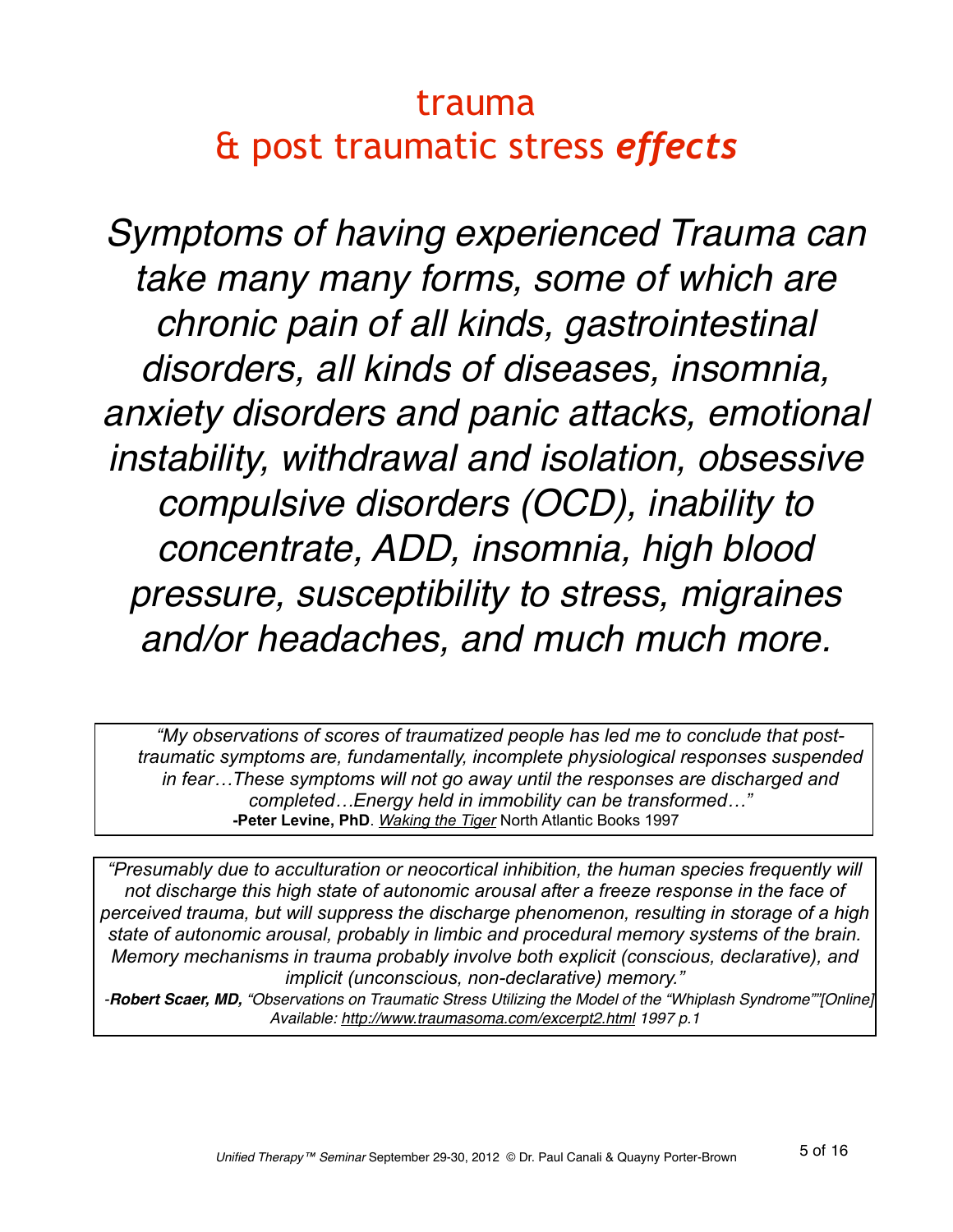# trauma
# & post traumatic stress ***effects***

*Symptoms of having experienced Trauma can take many many forms, some of which are chronic pain of all kinds, gastrointestinal disorders, all kinds of diseases, insomnia, anxiety disorders and panic attacks, emotional instability, withdrawal and isolation, obsessive compulsive disorders (OCD), inability to concentrate, ADD, insomnia, high blood pressure, susceptibility to stress, migraines and/or headaches, and much much more.*

> *"My observations of scores of traumatized people has led me to conclude that post-traumatic symptoms are, fundamentally, incomplete physiological responses suspended in fear…These symptoms will not go away until the responses are discharged and completed…Energy held in immobility can be transformed…"*
> **-Peter Levine, PhD**. *Waking the Tiger* North Atlantic Books 1997

> *"Presumably due to acculturation or neocortical inhibition, the human species frequently will not discharge this high state of autonomic arousal after a freeze response in the face of perceived trauma, but will suppress the discharge phenomenon, resulting in storage of a high state of autonomic arousal, probably in limbic and procedural memory systems of the brain. Memory mechanisms in trauma probably involve both explicit (conscious, declarative), and implicit (unconscious, non-declarative) memory."*
> -***Robert Scaer, MD,*** *"Observations on Traumatic Stress Utilizing the Model of the "Whiplash Syndrome""[Online] Available: http://www.traumasoma.com/excerpt2.html 1997 p.1*

*Unified Therapy™ Seminar* September 29-30, 2012 © Dr. Paul Canali & Quayny Porter-Brown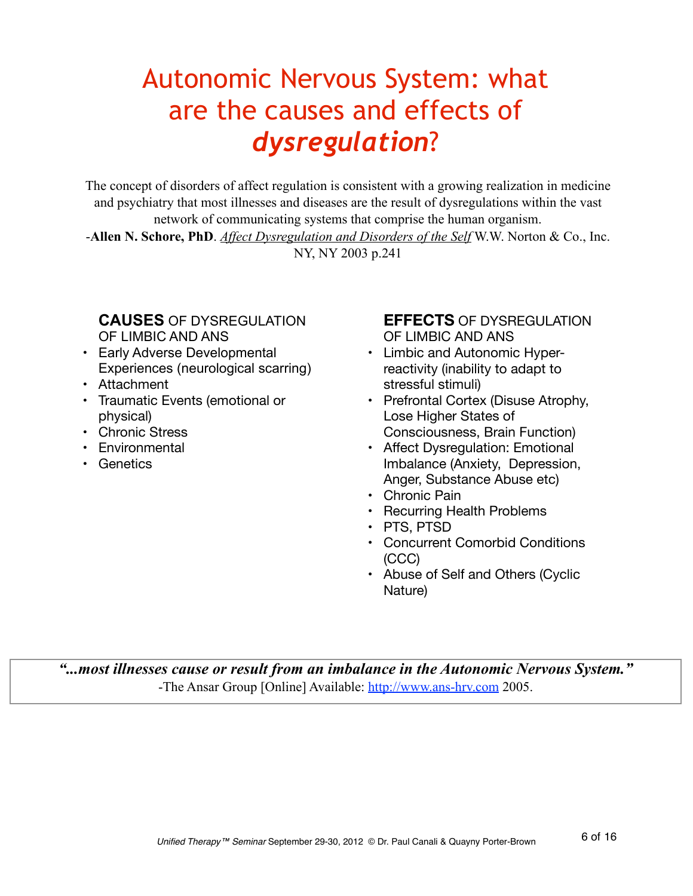# Autonomic Nervous System: what are the causes and effects of ***dysregulation***?

The concept of disorders of affect regulation is consistent with a growing realization in medicine and psychiatry that most illnesses and diseases are the result of dysregulations within the vast network of communicating systems that comprise the human organism.

-**Allen N. Schore, PhD**. *Affect Dysregulation and Disorders of the Self* W.W. Norton & Co., Inc. NY, NY 2003 p.241

**CAUSES** OF DYSREGULATION OF LIMBIC AND ANS

- Early Adverse Developmental Experiences (neurological scarring)
- Attachment
- Traumatic Events (emotional or physical)
- Chronic Stress
- Environmental
- Genetics

**EFFECTS** OF DYSREGULATION OF LIMBIC AND ANS

- Limbic and Autonomic Hyper-reactivity (inability to adapt to stressful stimuli)
- Prefrontal Cortex (Disuse Atrophy, Lose Higher States of Consciousness, Brain Function)
- Affect Dysregulation: Emotional Imbalance (Anxiety, Depression, Anger, Substance Abuse etc)
- Chronic Pain
- Recurring Health Problems
- PTS, PTSD
- Concurrent Comorbid Conditions (CCC)
- Abuse of Self and Others (Cyclic Nature)

***"...most illnesses cause or result from an imbalance in the Autonomic Nervous System."***

-The Ansar Group [Online] Available: http://www.ans-hrv.com 2005.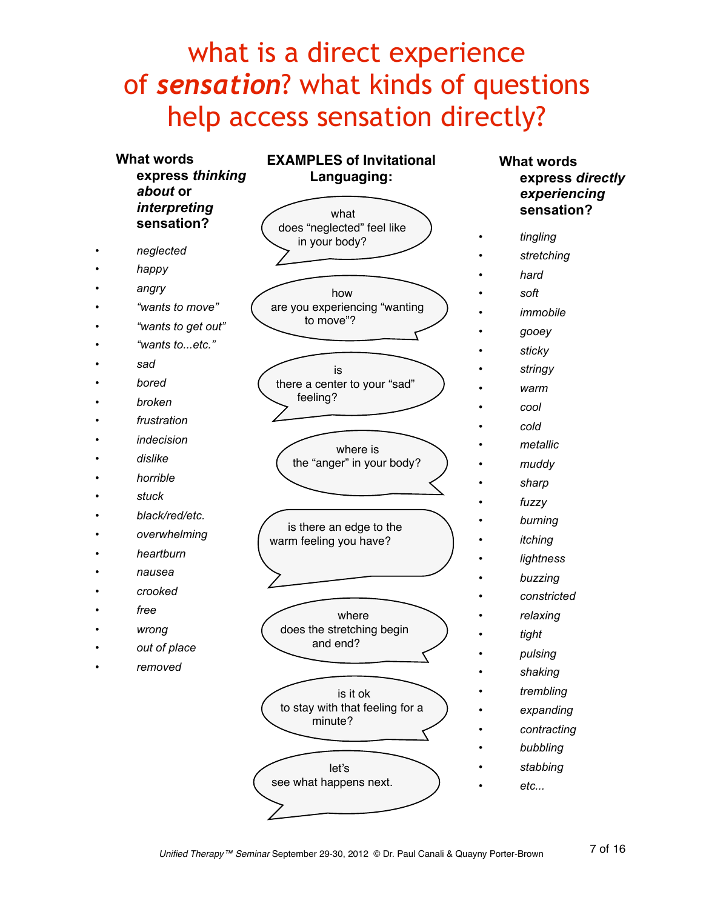# what is a direct experience of ***sensation***? what kinds of questions help access sensation directly?

**What words express *thinking about* or *interpreting* sensation?**

- *neglected*
- *happy*
- *angry*
- *"wants to move"*
- *"wants to get out"*
- *"wants to...etc."*
- *sad*
- *bored*
- *broken*
- *frustration*
- *indecision*
- *dislike*
- *horrible*
- *stuck*
- *black/red/etc.*
- *overwhelming*
- *heartburn*
- *nausea*
- *crooked*
- *free*
- *wrong*
- *out of place*
- *removed*

**EXAMPLES of Invitational Languaging:**

- what does "neglected" feel like in your body?
- how are you experiencing "wanting to move"?
- is there a center to your "sad" feeling?
- where is the "anger" in your body?
- is there an edge to the warm feeling you have?
- where does the stretching begin and end?
- is it ok to stay with that feeling for a minute?
- let's see what happens next.

**What words express *directly experiencing* sensation?**

- *tingling*
- *stretching*
- *hard*
- *soft*
- *immobile*
- *gooey*
- *sticky*
- *stringy*
- *warm*
- *cool*
- *cold*
- *metallic*
- *muddy*
- *sharp*
- *fuzzy*
- *burning*
- *itching*
- *lightness*
- *buzzing*
- *constricted*
- *relaxing*
- *tight*
- *pulsing*
- *shaking*
- *trembling*
- *expanding*
- *contracting*
- *bubbling*
- *stabbing*
- *etc...*

*Unified Therapy™ Seminar* September 29-30, 2012 © Dr. Paul Canali & Quayny Porter-Brown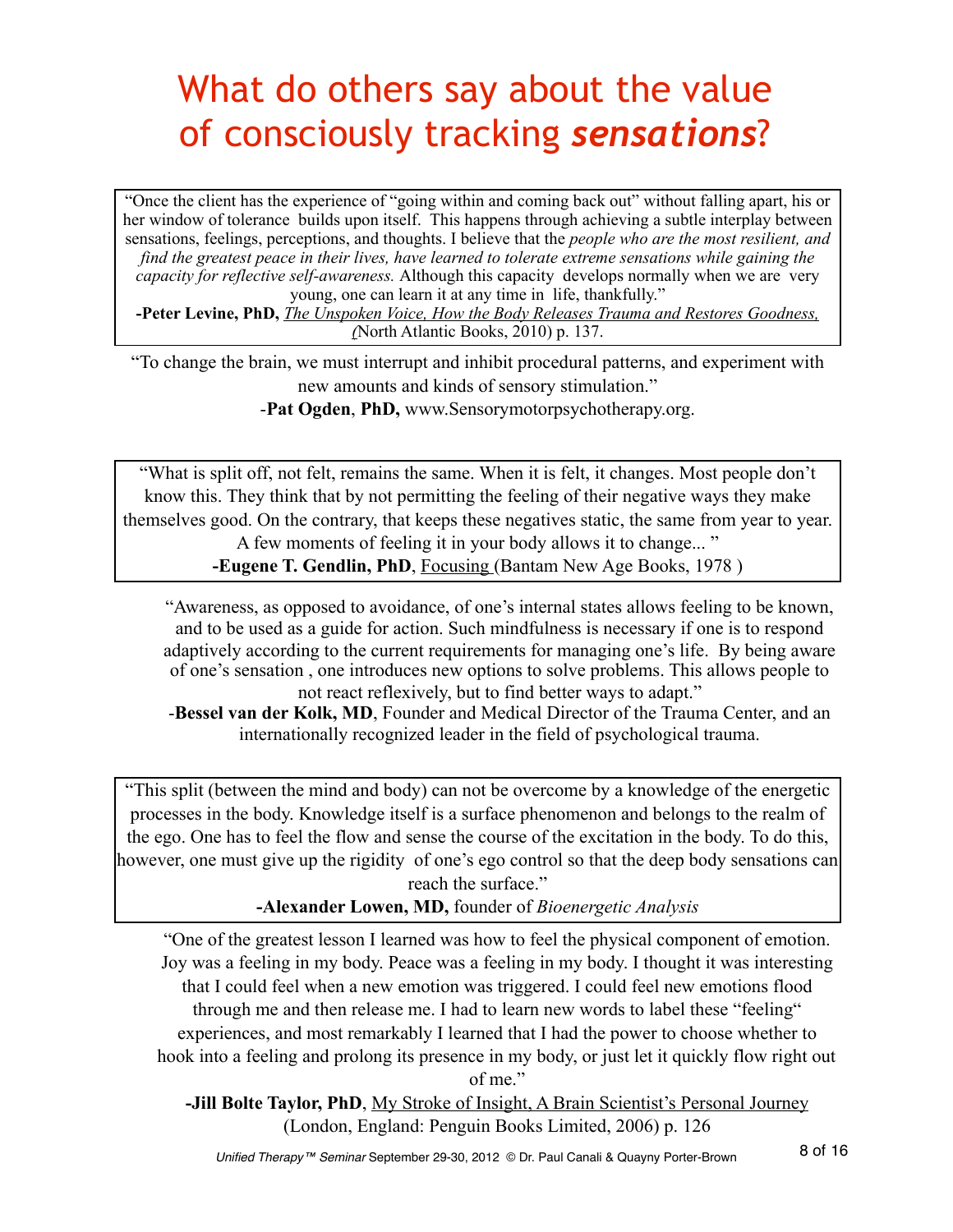# What do others say about the value of consciously tracking ***sensations***?

"Once the client has the experience of "going within and coming back out" without falling apart, his or her window of tolerance builds upon itself. This happens through achieving a subtle interplay between sensations, feelings, perceptions, and thoughts. I believe that the *people who are the most resilient, and find the greatest peace in their lives, have learned to tolerate extreme sensations while gaining the capacity for reflective self-awareness.* Although this capacity develops normally when we are very young, one can learn it at any time in life, thankfully."

**-Peter Levine, PhD,** The Unspoken Voice, How the Body Releases Trauma and Restores Goodness, (North Atlantic Books, 2010) p. 137.

"To change the brain, we must interrupt and inhibit procedural patterns, and experiment with new amounts and kinds of sensory stimulation."

-**Pat Ogden**, **PhD,** www.Sensorymotorpsychotherapy.org.

"What is split off, not felt, remains the same. When it is felt, it changes. Most people don't know this. They think that by not permitting the feeling of their negative ways they make themselves good. On the contrary, that keeps these negatives static, the same from year to year. A few moments of feeling it in your body allows it to change... "

**-Eugene T. Gendlin, PhD**, Focusing (Bantam New Age Books, 1978 )

"Awareness, as opposed to avoidance, of one's internal states allows feeling to be known, and to be used as a guide for action. Such mindfulness is necessary if one is to respond adaptively according to the current requirements for managing one's life. By being aware of one's sensation , one introduces new options to solve problems. This allows people to not react reflexively, but to find better ways to adapt."

-**Bessel van der Kolk, MD**, Founder and Medical Director of the Trauma Center, and an internationally recognized leader in the field of psychological trauma.

"This split (between the mind and body) can not be overcome by a knowledge of the energetic processes in the body. Knowledge itself is a surface phenomenon and belongs to the realm of the ego. One has to feel the flow and sense the course of the excitation in the body. To do this, however, one must give up the rigidity of one's ego control so that the deep body sensations can reach the surface."

**-Alexander Lowen, MD,** founder of *Bioenergetic Analysis*

"One of the greatest lesson I learned was how to feel the physical component of emotion. Joy was a feeling in my body. Peace was a feeling in my body. I thought it was interesting that I could feel when a new emotion was triggered. I could feel new emotions flood through me and then release me. I had to learn new words to label these "feeling" experiences, and most remarkably I learned that I had the power to choose whether to hook into a feeling and prolong its presence in my body, or just let it quickly flow right out of me."

**-Jill Bolte Taylor, PhD**, My Stroke of Insight, A Brain Scientist's Personal Journey (London, England: Penguin Books Limited, 2006) p. 126

*Unified Therapy™ Seminar* September 29-30, 2012 © Dr. Paul Canali & Quayny Porter-Brown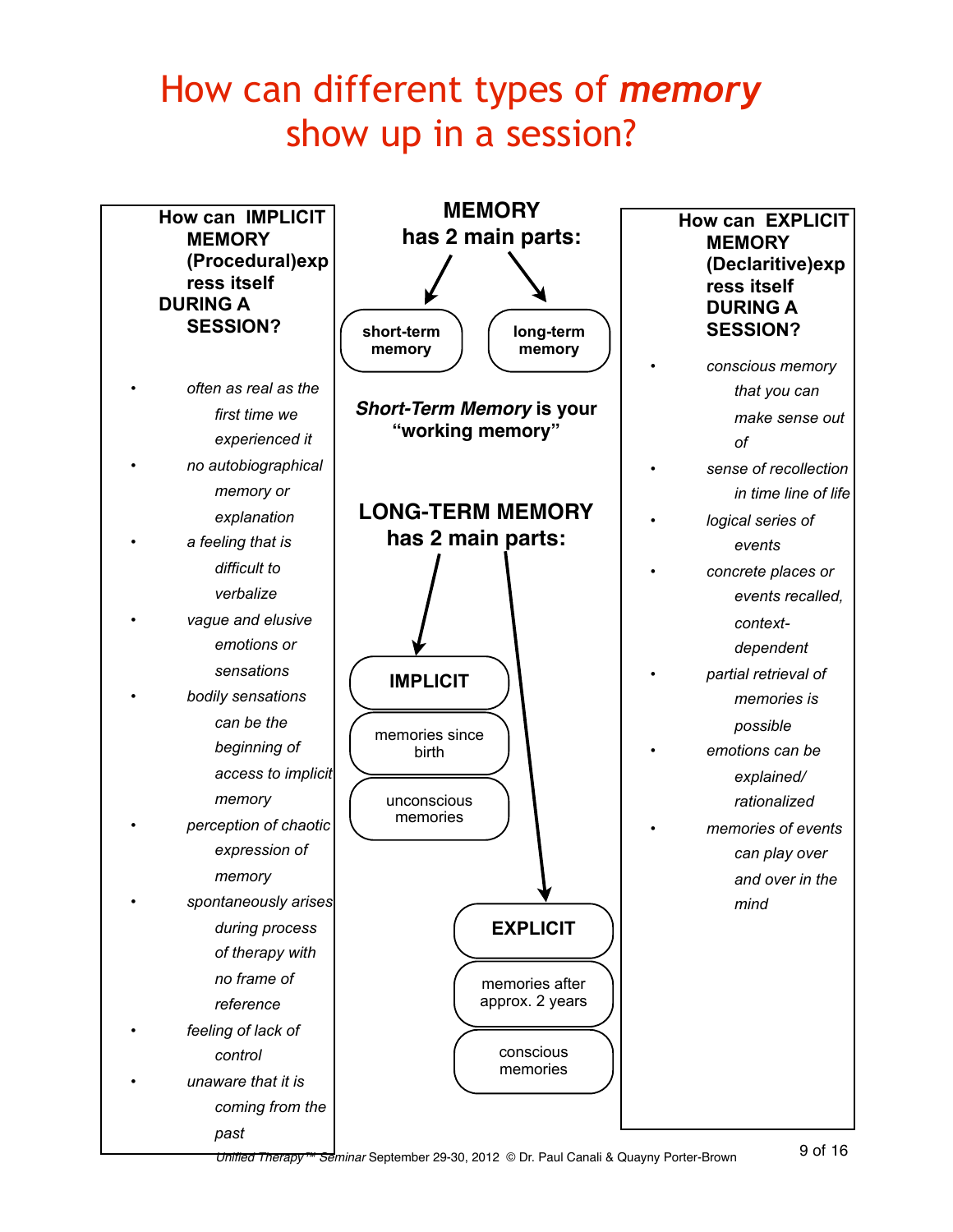# How can different types of ***memory*** show up in a session?

## MEMORY has 2 main parts:

- **short-term memory**
- **long-term memory**

***Short-Term Memory*** **is your "working memory"**

## LONG-TERM MEMORY has 2 main parts:

**IMPLICIT**

- memories since birth
- unconscious memories

**EXPLICIT**

- memories after approx. 2 years
- conscious memories

### How can IMPLICIT MEMORY (Procedural)express itself DURING A SESSION?

- *often as real as the first time we experienced it*
- *no autobiographical memory or explanation*
- *a feeling that is difficult to verbalize*
- *vague and elusive emotions or sensations*
- *bodily sensations can be the beginning of access to implicit memory*
- *perception of chaotic expression of memory*
- *spontaneously arises during process of therapy with no frame of reference*
- *feeling of lack of control*
- *unaware that it is coming from the past*

### How can EXPLICIT MEMORY (Declaritive)express itself DURING A SESSION?

- *conscious memory that you can make sense out of*
- *sense of recollection in time line of life*
- *logical series of events*
- *concrete places or events recalled, context-dependent*
- *partial retrieval of memories is possible*
- *emotions can be explained/ rationalized*
- *memories of events can play over and over in the mind*

*Unified Therapy™ Seminar* September 29-30, 2012 © Dr. Paul Canali & Quayny Porter-Brown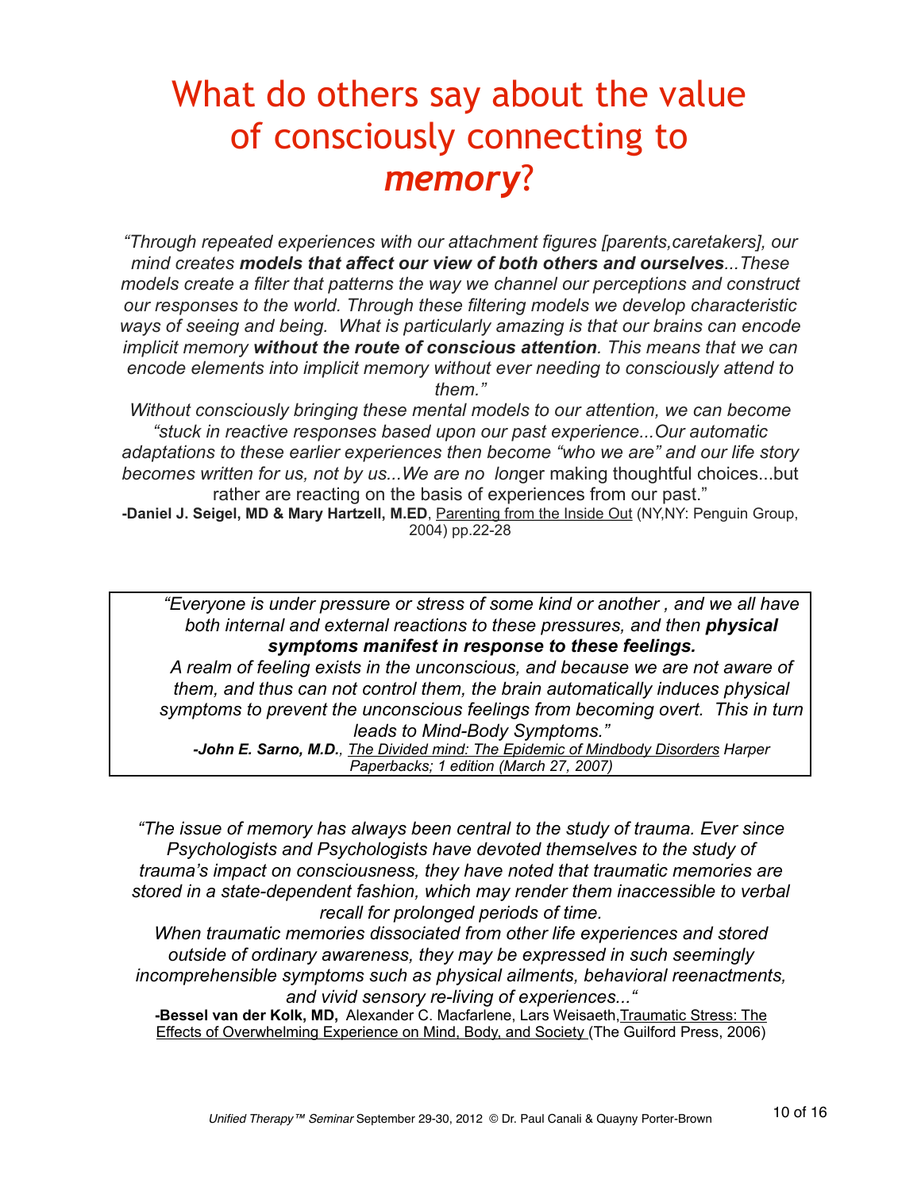# What do others say about the value of consciously connecting to *memory*?

*"Through repeated experiences with our attachment figures [parents,caretakers], our mind creates **models that affect our view of both others and ourselves**...These models create a filter that patterns the way we channel our perceptions and construct our responses to the world. Through these filtering models we develop characteristic ways of seeing and being. What is particularly amazing is that our brains can encode implicit memory **without the route of conscious attention**. This means that we can encode elements into implicit memory without ever needing to consciously attend to them."*

*Without consciously bringing these mental models to our attention, we can become "stuck in reactive responses based upon our past experience...Our automatic adaptations to these earlier experiences then become "who we are" and our life story becomes written for us, not by us...We are no lon*ger making thoughtful choices...but rather are reacting on the basis of experiences from our past."

**-Daniel J. Seigel, MD & Mary Hartzell, M.ED**, Parenting from the Inside Out (NY,NY: Penguin Group, 2004) pp.22-28

---

*"Everyone is under pressure or stress of some kind or another , and we all have both internal and external reactions to these pressures, and then **physical symptoms manifest in response to these feelings.***

*A realm of feeling exists in the unconscious, and because we are not aware of them, and thus can not control them, the brain automatically induces physical symptoms to prevent the unconscious feelings from becoming overt. This in turn leads to Mind-Body Symptoms."*

***-John E. Sarno, M.D.**, The Divided mind: The Epidemic of Mindbody Disorders Harper Paperbacks; 1 edition (March 27, 2007)*

---

*"The issue of memory has always been central to the study of trauma. Ever since Psychologists and Psychologists have devoted themselves to the study of trauma's impact on consciousness, they have noted that traumatic memories are stored in a state-dependent fashion, which may render them inaccessible to verbal recall for prolonged periods of time.*

*When traumatic memories dissociated from other life experiences and stored outside of ordinary awareness, they may be expressed in such seemingly incomprehensible symptoms such as physical ailments, behavioral reenactments, and vivid sensory re-living of experiences..."*

**-Bessel van der Kolk, MD,** Alexander C. Macfarlene, Lars Weisaeth, Traumatic Stress: The Effects of Overwhelming Experience on Mind, Body, and Society (The Guilford Press, 2006)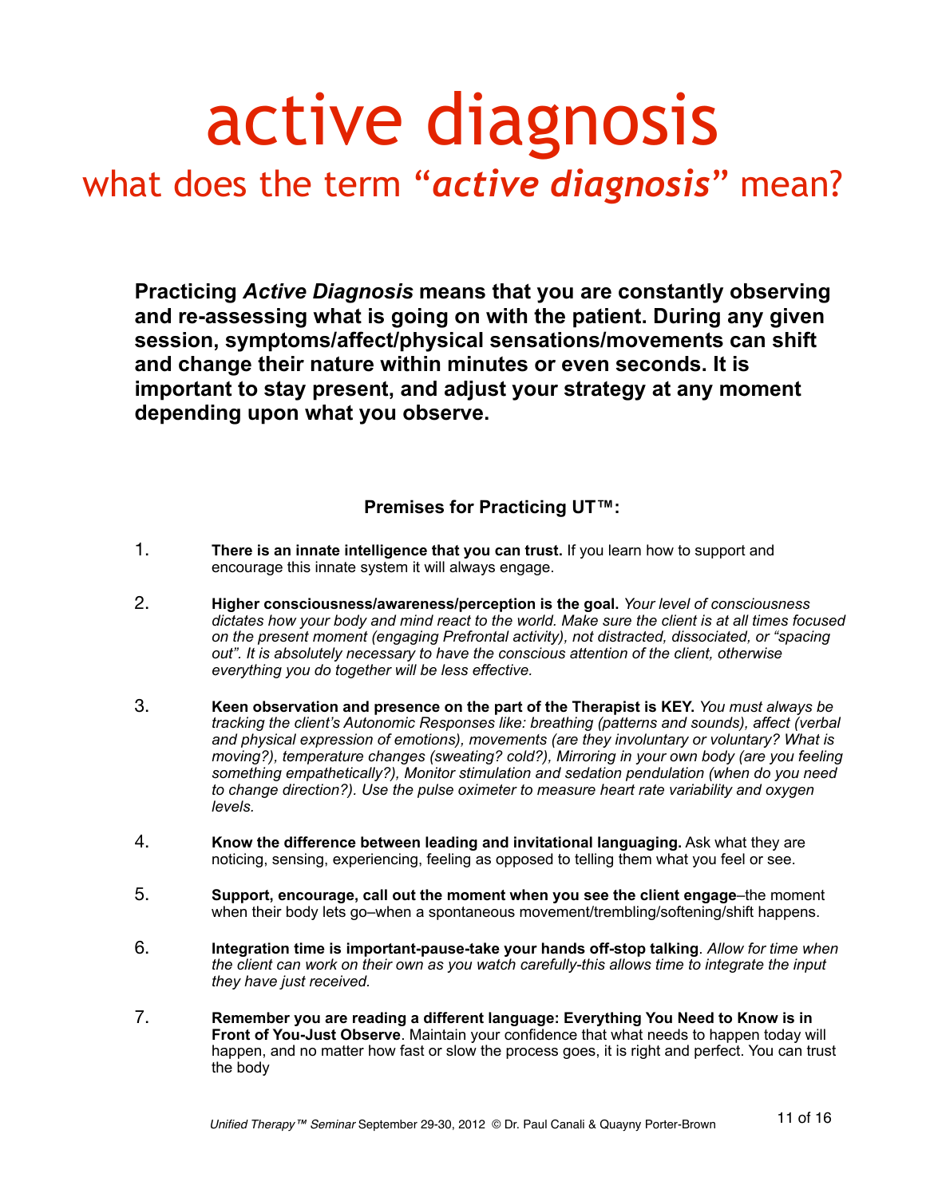# active diagnosis

## what does the term "***active diagnosis***" mean?

**Practicing *Active Diagnosis* means that you are constantly observing and re-assessing what is going on with the patient. During any given session, symptoms/affect/physical sensations/movements can shift and change their nature within minutes or even seconds. It is important to stay present, and adjust your strategy at any moment depending upon what you observe.**

**Premises for Practicing UT™:**

1. **There is an innate intelligence that you can trust.** If you learn how to support and encourage this innate system it will always engage.

2. **Higher consciousness/awareness/perception is the goal.** *Your level of consciousness dictates how your body and mind react to the world. Make sure the client is at all times focused on the present moment (engaging Prefrontal activity), not distracted, dissociated, or "spacing out". It is absolutely necessary to have the conscious attention of the client, otherwise everything you do together will be less effective.*

3. **Keen observation and presence on the part of the Therapist is KEY.** *You must always be tracking the client's Autonomic Responses like: breathing (patterns and sounds), affect (verbal and physical expression of emotions), movements (are they involuntary or voluntary? What is moving?), temperature changes (sweating? cold?), Mirroring in your own body (are you feeling something empathetically?), Monitor stimulation and sedation pendulation (when do you need to change direction?). Use the pulse oximeter to measure heart rate variability and oxygen levels.*

4. **Know the difference between leading and invitational languaging.** Ask what they are noticing, sensing, experiencing, feeling as opposed to telling them what you feel or see.

5. **Support, encourage, call out the moment when you see the client engage**–the moment when their body lets go–when a spontaneous movement/trembling/softening/shift happens.

6. **Integration time is important-pause-take your hands off-stop talking**. *Allow for time when the client can work on their own as you watch carefully-this allows time to integrate the input they have just received.*

7. **Remember you are reading a different language: Everything You Need to Know is in Front of You-Just Observe**. Maintain your confidence that what needs to happen today will happen, and no matter how fast or slow the process goes, it is right and perfect. You can trust the body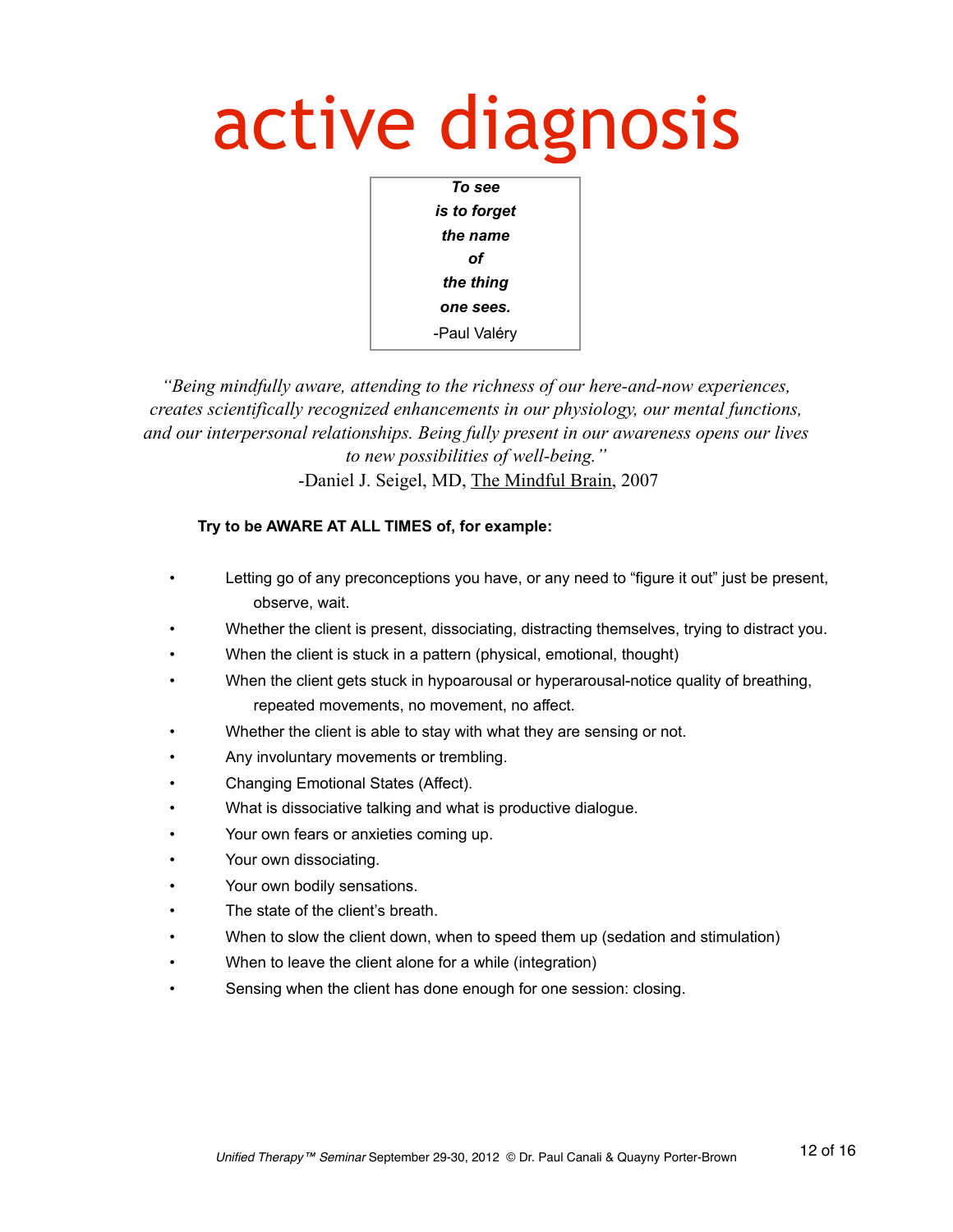# active diagnosis

> ***To see***
> ***is to forget***
> ***the name***
> ***of***
> ***the thing***
> ***one sees.***
> -Paul Valéry

*"Being mindfully aware, attending to the richness of our here-and-now experiences, creates scientifically recognized enhancements in our physiology, our mental functions, and our interpersonal relationships. Being fully present in our awareness opens our lives to new possibilities of well-being."*
-Daniel J. Seigel, MD, The Mindful Brain, 2007

**Try to be AWARE AT ALL TIMES of, for example:**

- Letting go of any preconceptions you have, or any need to "figure it out" just be present, observe, wait.
- Whether the client is present, dissociating, distracting themselves, trying to distract you.
- When the client is stuck in a pattern (physical, emotional, thought)
- When the client gets stuck in hypoarousal or hyperarousal-notice quality of breathing, repeated movements, no movement, no affect.
- Whether the client is able to stay with what they are sensing or not.
- Any involuntary movements or trembling.
- Changing Emotional States (Affect).
- What is dissociative talking and what is productive dialogue.
- Your own fears or anxieties coming up.
- Your own dissociating.
- Your own bodily sensations.
- The state of the client's breath.
- When to slow the client down, when to speed them up (sedation and stimulation)
- When to leave the client alone for a while (integration)
- Sensing when the client has done enough for one session: closing.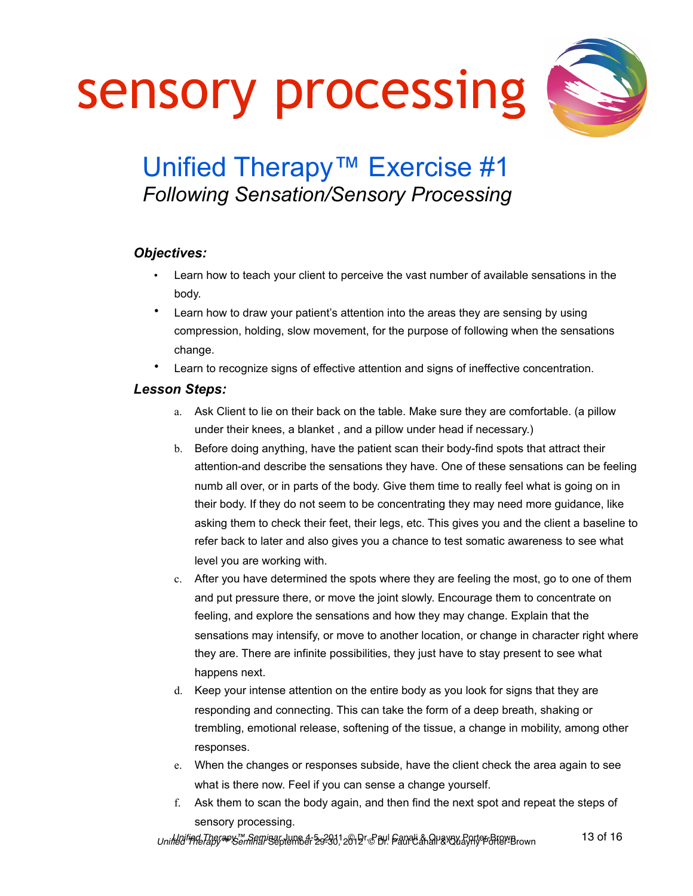# sensory processing

## Unified Therapy™ Exercise #1

### *Following Sensation/Sensory Processing*

***Objectives:***

- Learn how to teach your client to perceive the vast number of available sensations in the body.
- Learn how to draw your patient's attention into the areas they are sensing by using compression, holding, slow movement, for the purpose of following when the sensations change.
- Learn to recognize signs of effective attention and signs of ineffective concentration.

***Lesson Steps:***

a. Ask Client to lie on their back on the table. Make sure they are comfortable. (a pillow under their knees, a blanket , and a pillow under head if necessary.)

b. Before doing anything, have the patient scan their body-find spots that attract their attention-and describe the sensations they have. One of these sensations can be feeling numb all over, or in parts of the body. Give them time to really feel what is going on in their body. If they do not seem to be concentrating they may need more guidance, like asking them to check their feet, their legs, etc. This gives you and the client a baseline to refer back to later and also gives you a chance to test somatic awareness to see what level you are working with.

c. After you have determined the spots where they are feeling the most, go to one of them and put pressure there, or move the joint slowly. Encourage them to concentrate on feeling, and explore the sensations and how they may change. Explain that the sensations may intensify, or move to another location, or change in character right where they are. There are infinite possibilities, they just have to stay present to see what happens next.

d. Keep your intense attention on the entire body as you look for signs that they are responding and connecting. This can take the form of a deep breath, shaking or trembling, emotional release, softening of the tissue, a change in mobility, among other responses.

e. When the changes or responses subside, have the client check the area again to see what is there now. Feel if you can sense a change yourself.

f. Ask them to scan the body again, and then find the next spot and repeat the steps of sensory processing.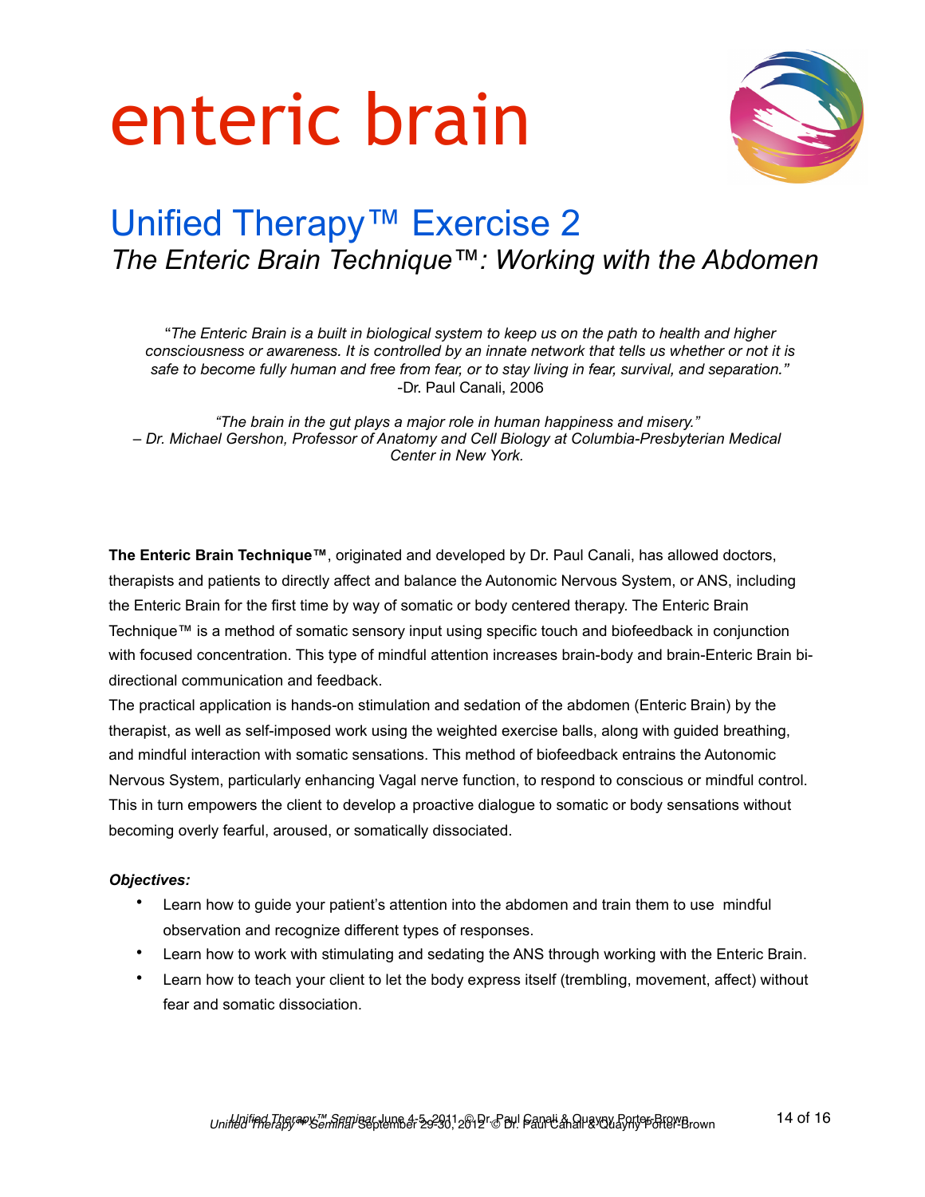# enteric brain

## Unified Therapy™ Exercise 2

### *The Enteric Brain Technique™: Working with the Abdomen*

*"The Enteric Brain is a built in biological system to keep us on the path to health and higher consciousness or awareness. It is controlled by an innate network that tells us whether or not it is safe to become fully human and free from fear, or to stay living in fear, survival, and separation."*
-Dr. Paul Canali, 2006

*"The brain in the gut plays a major role in human happiness and misery."*
*– Dr. Michael Gershon, Professor of Anatomy and Cell Biology at Columbia-Presbyterian Medical Center in New York.*

**The Enteric Brain Technique™**, originated and developed by Dr. Paul Canali, has allowed doctors, therapists and patients to directly affect and balance the Autonomic Nervous System, or ANS, including the Enteric Brain for the first time by way of somatic or body centered therapy. The Enteric Brain Technique™ is a method of somatic sensory input using specific touch and biofeedback in conjunction with focused concentration. This type of mindful attention increases brain-body and brain-Enteric Brain bi-directional communication and feedback.

The practical application is hands-on stimulation and sedation of the abdomen (Enteric Brain) by the therapist, as well as self-imposed work using the weighted exercise balls, along with guided breathing, and mindful interaction with somatic sensations. This method of biofeedback entrains the Autonomic Nervous System, particularly enhancing Vagal nerve function, to respond to conscious or mindful control. This in turn empowers the client to develop a proactive dialogue to somatic or body sensations without becoming overly fearful, aroused, or somatically dissociated.

***Objectives:***

- Learn how to guide your patient's attention into the abdomen and train them to use mindful observation and recognize different types of responses.
- Learn how to work with stimulating and sedating the ANS through working with the Enteric Brain.
- Learn how to teach your client to let the body express itself (trembling, movement, affect) without fear and somatic dissociation.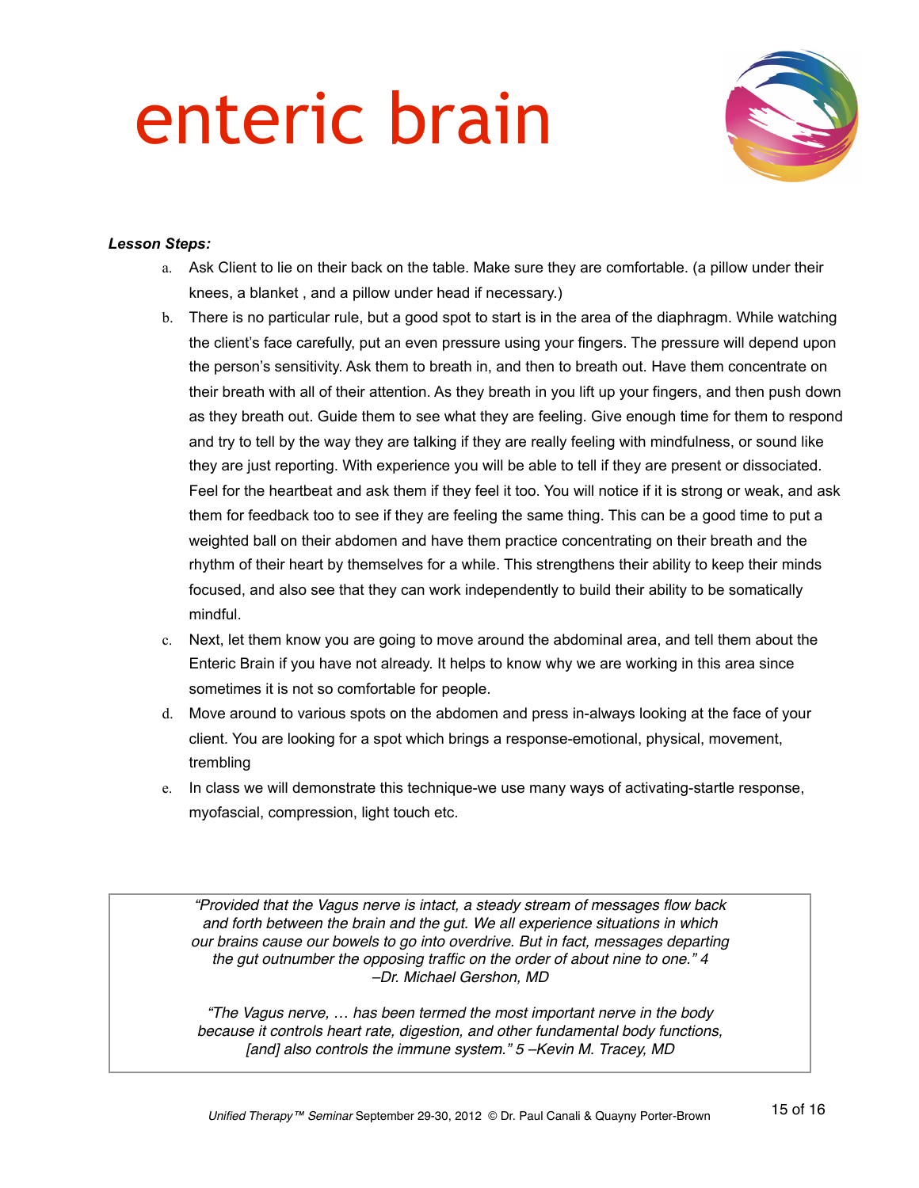# enteric brain

***Lesson Steps:***

a. Ask Client to lie on their back on the table. Make sure they are comfortable. (a pillow under their knees, a blanket , and a pillow under head if necessary.)

b. There is no particular rule, but a good spot to start is in the area of the diaphragm. While watching the client's face carefully, put an even pressure using your fingers. The pressure will depend upon the person's sensitivity. Ask them to breath in, and then to breath out. Have them concentrate on their breath with all of their attention. As they breath in you lift up your fingers, and then push down as they breath out. Guide them to see what they are feeling. Give enough time for them to respond and try to tell by the way they are talking if they are really feeling with mindfulness, or sound like they are just reporting. With experience you will be able to tell if they are present or dissociated. Feel for the heartbeat and ask them if they feel it too. You will notice if it is strong or weak, and ask them for feedback too to see if they are feeling the same thing. This can be a good time to put a weighted ball on their abdomen and have them practice concentrating on their breath and the rhythm of their heart by themselves for a while. This strengthens their ability to keep their minds focused, and also see that they can work independently to build their ability to be somatically mindful.

c. Next, let them know you are going to move around the abdominal area, and tell them about the Enteric Brain if you have not already. It helps to know why we are working in this area since sometimes it is not so comfortable for people.

d. Move around to various spots on the abdomen and press in-always looking at the face of your client. You are looking for a spot which brings a response-emotional, physical, movement, trembling

e. In class we will demonstrate this technique-we use many ways of activating-startle response, myofascial, compression, light touch etc.

> *"Provided that the Vagus nerve is intact, a steady stream of messages flow back and forth between the brain and the gut. We all experience situations in which our brains cause our bowels to go into overdrive. But in fact, messages departing the gut outnumber the opposing traffic on the order of about nine to one." 4 –Dr. Michael Gershon, MD*
>
> *"The Vagus nerve, … has been termed the most important nerve in the body because it controls heart rate, digestion, and other fundamental body functions, [and] also controls the immune system." 5 –Kevin M. Tracey, MD*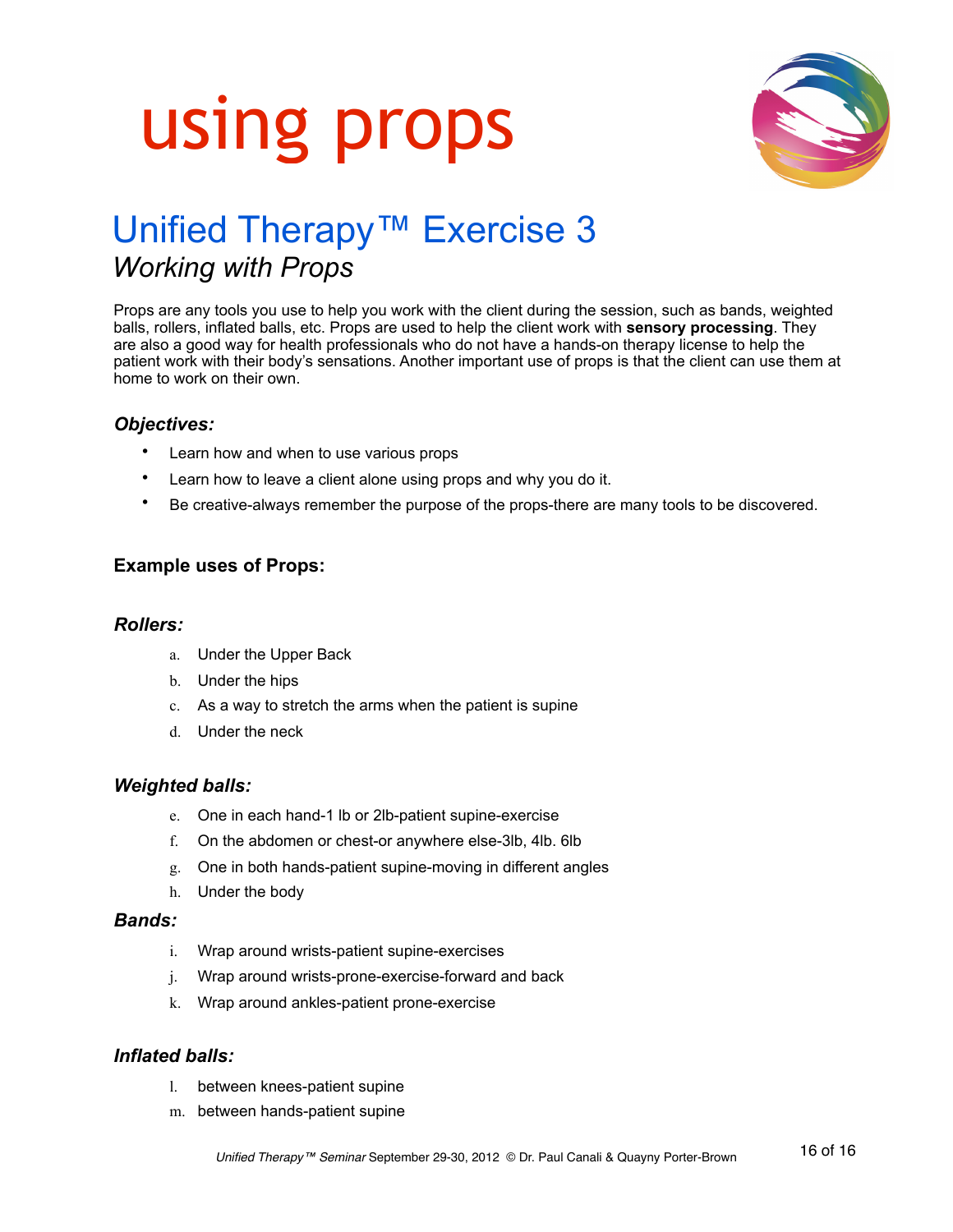# using props

## Unified Therapy™ Exercise 3

### *Working with Props*

Props are any tools you use to help you work with the client during the session, such as bands, weighted balls, rollers, inflated balls, etc. Props are used to help the client work with **sensory processing**. They are also a good way for health professionals who do not have a hands-on therapy license to help the patient work with their body's sensations. Another important use of props is that the client can use them at home to work on their own.

#### *Objectives:*

- Learn how and when to use various props
- Learn how to leave a client alone using props and why you do it.
- Be creative-always remember the purpose of the props-there are many tools to be discovered.

#### Example uses of Props:

#### *Rollers:*

a. Under the Upper Back
b. Under the hips
c. As a way to stretch the arms when the patient is supine
d. Under the neck

#### *Weighted balls:*

e. One in each hand-1 lb or 2lb-patient supine-exercise
f. On the abdomen or chest-or anywhere else-3lb, 4lb. 6lb
g. One in both hands-patient supine-moving in different angles
h. Under the body

#### *Bands:*

i. Wrap around wrists-patient supine-exercises
j. Wrap around wrists-prone-exercise-forward and back
k. Wrap around ankles-patient prone-exercise

#### *Inflated balls:*

l. between knees-patient supine
m. between hands-patient supine

*Unified Therapy™ Seminar* September 29-30, 2012 © Dr. Paul Canali & Quayny Porter-Brown